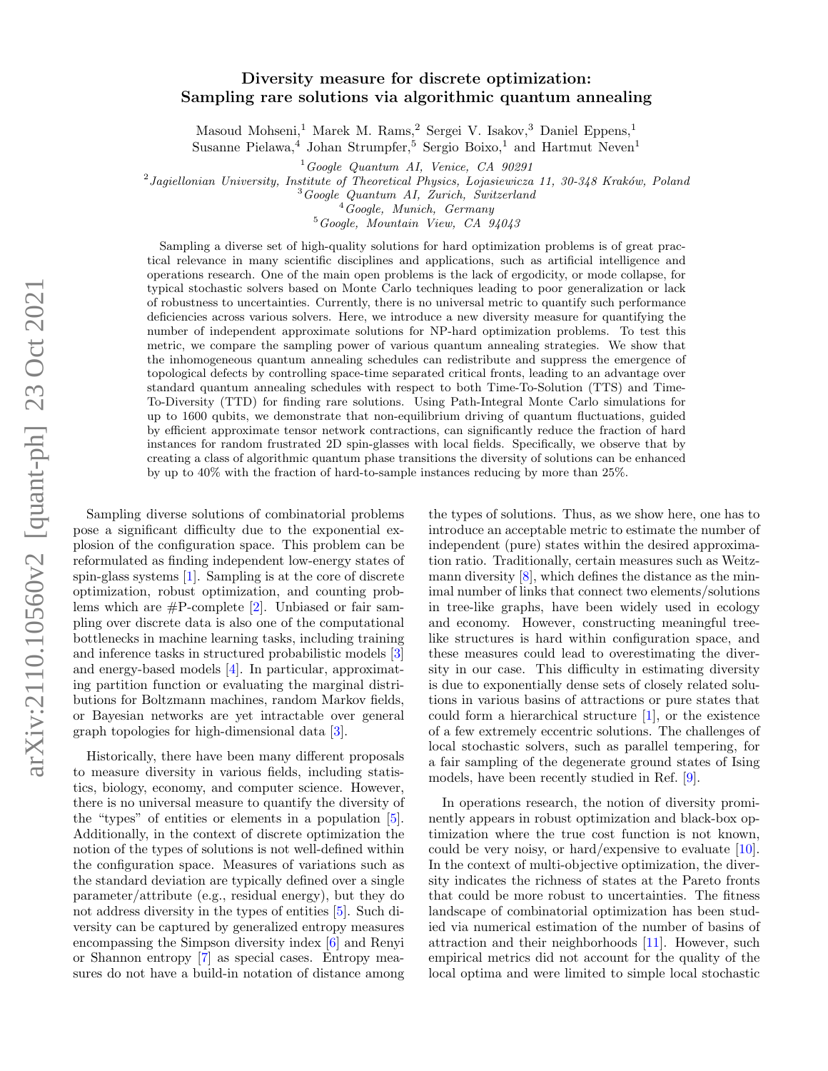# Diversity measure for discrete optimization: Sampling rare solutions via algorithmic quantum annealing

Masoud Mohseni,[1] Marek M. Rams,[2] Sergei V. Isakov,[3] Daniel Eppens,[1] Susanne Pielawa,[4] Johan Strumpfer,[5] Sergio Boixo,[1] and Hartmut Neven[1]

[1] *Google Quantum AI, Venice, CA 90291*
[2] *Jagiellonian University, Institute of Theoretical Physics, Lojasiewicza 11, 30-348 Kraków, Poland*
[3] *Google Quantum AI, Zurich, Switzerland*
[4] *Google, Munich, Germany*
[5] *Google, Mountain View, CA 94043*

Sampling a diverse set of high-quality solutions for hard optimization problems is of great practical relevance in many scientific disciplines and applications, such as artificial intelligence and operations research. One of the main open problems is the lack of ergodicity, or mode collapse, for typical stochastic solvers based on Monte Carlo techniques leading to poor generalization or lack of robustness to uncertainties. Currently, there is no universal metric to quantify such performance deficiencies across various solvers. Here, we introduce a new diversity measure for quantifying the number of independent approximate solutions for NP-hard optimization problems. To test this metric, we compare the sampling power of various quantum annealing strategies. We show that the inhomogeneous quantum annealing schedules can redistribute and suppress the emergence of topological defects by controlling space-time separated critical fronts, leading to an advantage over standard quantum annealing schedules with respect to both Time-To-Solution (TTS) and Time-To-Diversity (TTD) for finding rare solutions. Using Path-Integral Monte Carlo simulations for up to 1600 qubits, we demonstrate that non-equilibrium driving of quantum fluctuations, guided by efficient approximate tensor network contractions, can significantly reduce the fraction of hard instances for random frustrated 2D spin-glasses with local fields. Specifically, we observe that by creating a class of algorithmic quantum phase transitions the diversity of solutions can be enhanced by up to 40% with the fraction of hard-to-sample instances reducing by more than 25%.

Sampling diverse solutions of combinatorial problems pose a significant difficulty due to the exponential explosion of the configuration space. This problem can be reformulated as finding independent low-energy states of spin-glass systems [1]. Sampling is at the core of discrete optimization, robust optimization, and counting problems which are #P-complete [2]. Unbiased or fair sampling over discrete data is also one of the computational bottlenecks in machine learning tasks, including training and inference tasks in structured probabilistic models [3] and energy-based models [4]. In particular, approximating partition function or evaluating the marginal distributions for Boltzmann machines, random Markov fields, or Bayesian networks are yet intractable over general graph topologies for high-dimensional data [3].

Historically, there have been many different proposals to measure diversity in various fields, including statistics, biology, economy, and computer science. However, there is no universal measure to quantify the diversity of the "types" of entities or elements in a population [5]. Additionally, in the context of discrete optimization the notion of the types of solutions is not well-defined within the configuration space. Measures of variations such as the standard deviation are typically defined over a single parameter/attribute (e.g., residual energy), but they do not address diversity in the types of entities [5]. Such diversity can be captured by generalized entropy measures encompassing the Simpson diversity index [6] and Renyi or Shannon entropy [7] as special cases. Entropy measures do not have a build-in notation of distance among the types of solutions. Thus, as we show here, one has to introduce an acceptable metric to estimate the number of independent (pure) states within the desired approximation ratio. Traditionally, certain measures such as Weitzmann diversity [8], which defines the distance as the minimal number of links that connect two elements/solutions in tree-like graphs, have been widely used in ecology and economy. However, constructing meaningful tree-like structures is hard within configuration space, and these measures could lead to overestimating the diversity in our case. This difficulty in estimating diversity is due to exponentially dense sets of closely related solutions in various basins of attractions or pure states that could form a hierarchical structure [1], or the existence of a few extremely eccentric solutions. The challenges of local stochastic solvers, such as parallel tempering, for a fair sampling of the degenerate ground states of Ising models, have been recently studied in Ref. [9].

In operations research, the notion of diversity prominently appears in robust optimization and black-box optimization where the true cost function is not known, could be very noisy, or hard/expensive to evaluate [10]. In the context of multi-objective optimization, the diversity indicates the richness of states at the Pareto fronts that could be more robust to uncertainties. The fitness landscape of combinatorial optimization has been studied via numerical estimation of the number of basins of attraction and their neighborhoods [11]. However, such empirical metrics did not account for the quality of the local optima and were limited to simple local stochastic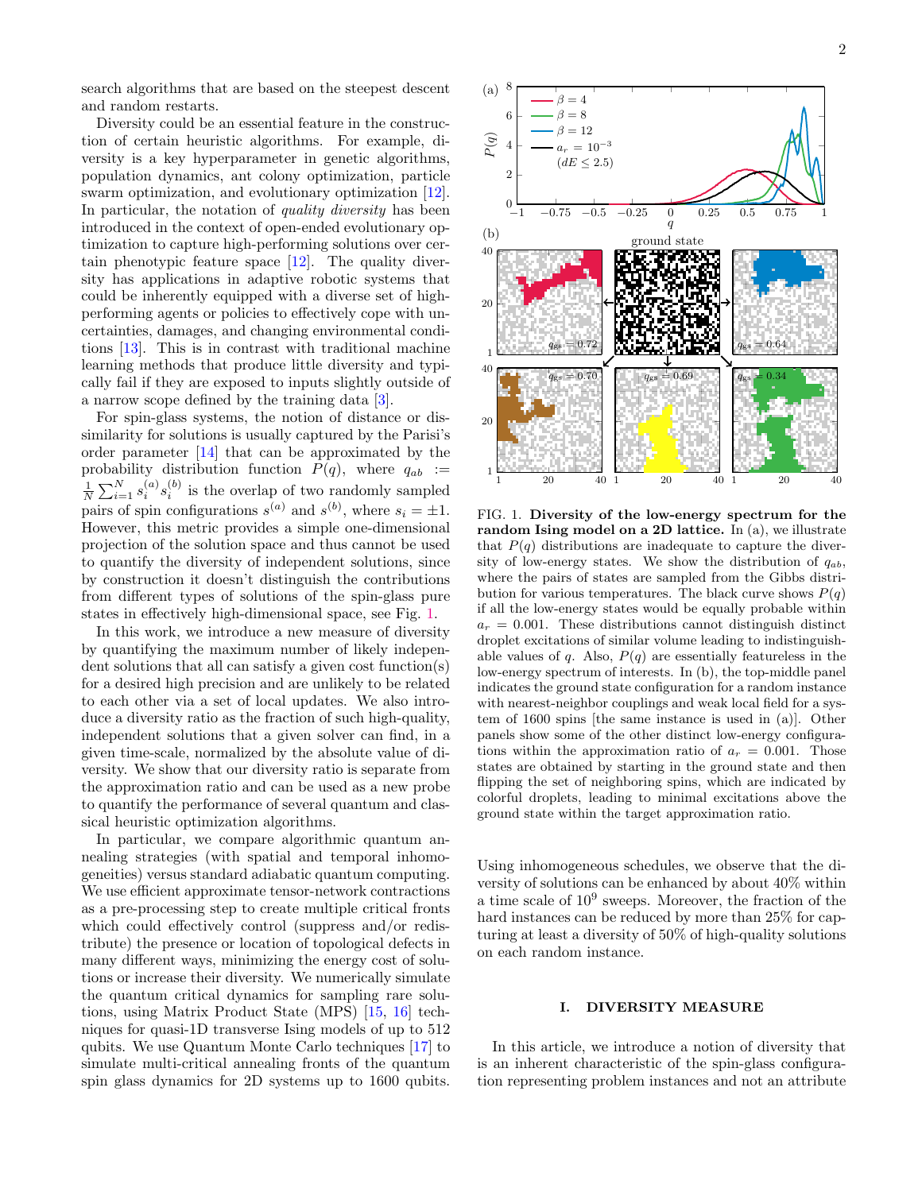search algorithms that are based on the steepest descent and random restarts.

Diversity could be an essential feature in the construction of certain heuristic algorithms. For example, diversity is a key hyperparameter in genetic algorithms, population dynamics, ant colony optimization, particle swarm optimization, and evolutionary optimization [12]. In particular, the notation of *quality diversity* has been introduced in the context of open-ended evolutionary optimization to capture high-performing solutions over certain phenotypic feature space [12]. The quality diversity has applications in adaptive robotic systems that could be inherently equipped with a diverse set of high-performing agents or policies to effectively cope with uncertainties, damages, and changing environmental conditions [13]. This is in contrast with traditional machine learning methods that produce little diversity and typically fail if they are exposed to inputs slightly outside of a narrow scope defined by the training data [3].

For spin-glass systems, the notion of distance or dissimilarity for solutions is usually captured by the Parisi's order parameter [14] that can be approximated by the probability distribution function $P(q)$, where $q_{ab} := \frac{1}{N}\sum_{i=1}^{N} s_i^{(a)} s_i^{(b)}$ is the overlap of two randomly sampled pairs of spin configurations $s^{(a)}$ and $s^{(b)}$, where $s_i = \pm 1$. However, this metric provides a simple one-dimensional projection of the solution space and thus cannot be used to quantify the diversity of independent solutions, since by construction it doesn't distinguish the contributions from different types of solutions of the spin-glass pure states in effectively high-dimensional space, see Fig. 1.

In this work, we introduce a new measure of diversity by quantifying the maximum number of likely independent solutions that all can satisfy a given cost function(s) for a desired high precision and are unlikely to be related to each other via a set of local updates. We also introduce a diversity ratio as the fraction of such high-quality, independent solutions that a given solver can find, in a given time-scale, normalized by the absolute value of diversity. We show that our diversity ratio is separate from the approximation ratio and can be used as a new probe to quantify the performance of several quantum and classical heuristic optimization algorithms.

In particular, we compare algorithmic quantum annealing strategies (with spatial and temporal inhomogeneities) versus standard adiabatic quantum computing. We use efficient approximate tensor-network contractions as a pre-processing step to create multiple critical fronts which could effectively control (suppress and/or redistribute) the presence or location of topological defects in many different ways, minimizing the energy cost of solutions or increase their diversity. We numerically simulate the quantum critical dynamics for sampling rare solutions, using Matrix Product State (MPS) [15, 16] techniques for quasi-1D transverse Ising models of up to 512 qubits. We use Quantum Monte Carlo techniques [17] to simulate multi-critical annealing fronts of the quantum spin glass dynamics for 2D systems up to 1600 qubits.

FIG. 1. **Diversity of the low-energy spectrum for the random Ising model on a 2D lattice.** In (a), we illustrate that $P(q)$ distributions are inadequate to capture the diversity of low-energy states. We show the distribution of $q_{ab}$, where the pairs of states are sampled from the Gibbs distribution for various temperatures. The black curve shows $P(q)$ if all the low-energy states would be equally probable within $a_r = 0.001$. These distributions cannot distinguish distinct droplet excitations of similar volume leading to indistinguishable values of $q$. Also, $P(q)$ are essentially featureless in the low-energy spectrum of interests. In (b), the top-middle panel indicates the ground state configuration for a random instance with nearest-neighbor couplings and weak local field for a system of 1600 spins [the same instance is used in (a)]. Other panels show some of the other distinct low-energy configurations within the approximation ratio of $a_r = 0.001$. Those states are obtained by starting in the ground state and then flipping the set of neighboring spins, which are indicated by colorful droplets, leading to minimal excitations above the ground state within the target approximation ratio.

Using inhomogeneous schedules, we observe that the diversity of solutions can be enhanced by about 40% within a time scale of $10^9$ sweeps. Moreover, the fraction of the hard instances can be reduced by more than 25% for capturing at least a diversity of 50% of high-quality solutions on each random instance.

## I. DIVERSITY MEASURE

In this article, we introduce a notion of diversity that is an inherent characteristic of the spin-glass configuration representing problem instances and not an attribute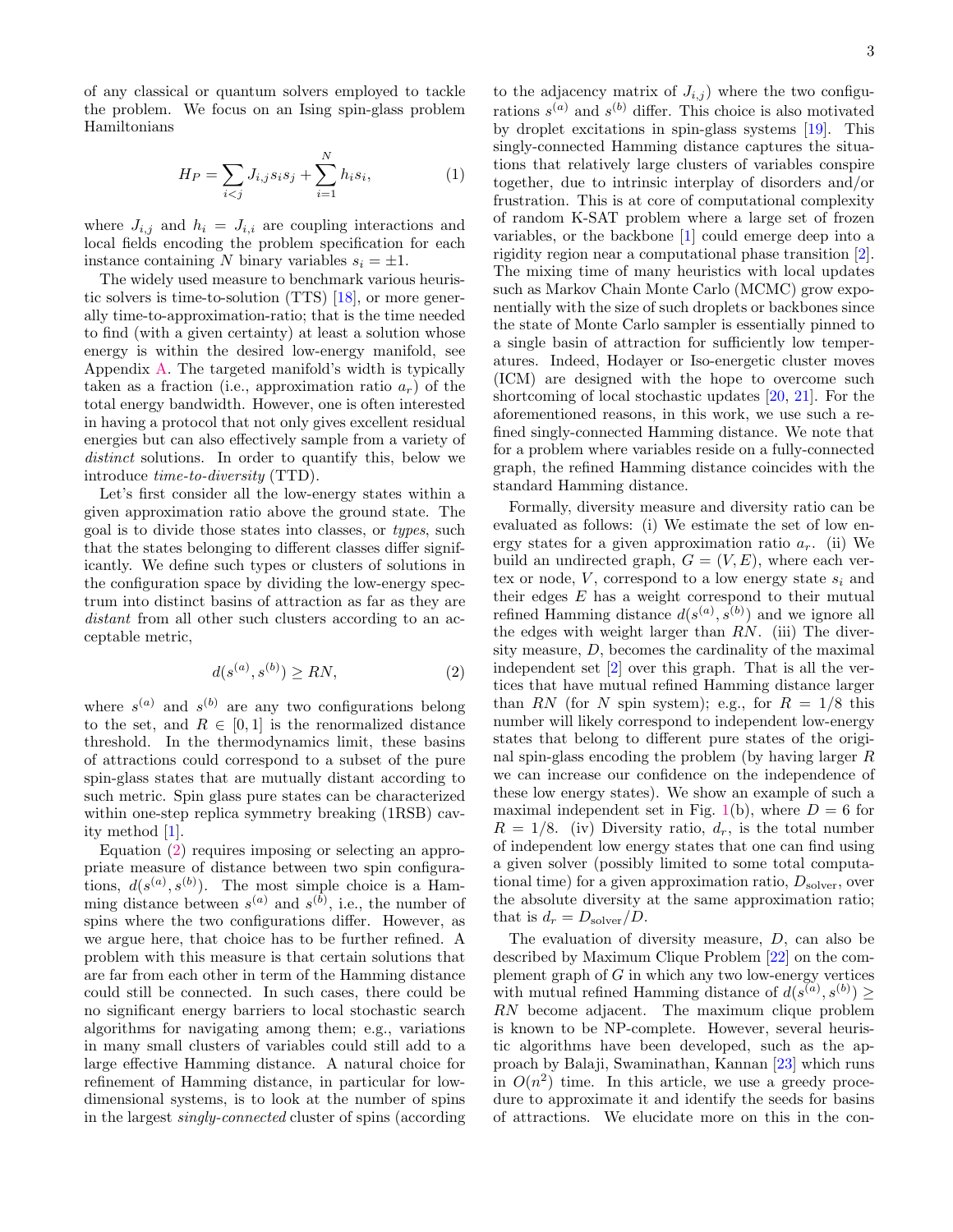of any classical or quantum solvers employed to tackle the problem. We focus on an Ising spin-glass problem Hamiltonians

$$H_P = \sum_{i<j} J_{i,j} s_i s_j + \sum_{i=1}^{N} h_i s_i, \tag{1}$$

where $J_{i,j}$ and $h_i = J_{i,i}$ are coupling interactions and local fields encoding the problem specification for each instance containing $N$ binary variables $s_i = \pm 1$.

The widely used measure to benchmark various heuristic solvers is time-to-solution (TTS) [18], or more generally time-to-approximation-ratio; that is the time needed to find (with a given certainty) at least a solution whose energy is within the desired low-energy manifold, see Appendix A. The targeted manifold's width is typically taken as a fraction (i.e., approximation ratio $a_r$) of the total energy bandwidth. However, one is often interested in having a protocol that not only gives excellent residual energies but can also effectively sample from a variety of *distinct* solutions. In order to quantify this, below we introduce *time-to-diversity* (TTD).

Let's first consider all the low-energy states within a given approximation ratio above the ground state. The goal is to divide those states into classes, or *types*, such that the states belonging to different classes differ significantly. We define such types or clusters of solutions in the configuration space by dividing the low-energy spectrum into distinct basins of attraction as far as they are *distant* from all other such clusters according to an acceptable metric,

$$d(s^{(a)}, s^{(b)}) \geq RN, \tag{2}$$

where $s^{(a)}$ and $s^{(b)}$ are any two configurations belong to the set, and $R \in [0, 1]$ is the renormalized distance threshold. In the thermodynamics limit, these basins of attractions could correspond to a subset of the pure spin-glass states that are mutually distant according to such metric. Spin glass pure states can be characterized within one-step replica symmetry breaking (1RSB) cavity method [1].

Equation (2) requires imposing or selecting an appropriate measure of distance between two spin configurations, $d(s^{(a)}, s^{(b)})$. The most simple choice is a Hamming distance between $s^{(a)}$ and $s^{(b)}$, i.e., the number of spins where the two configurations differ. However, as we argue here, that choice has to be further refined. A problem with this measure is that certain solutions that are far from each other in term of the Hamming distance could still be connected. In such cases, there could be no significant energy barriers to local stochastic search algorithms for navigating among them; e.g., variations in many small clusters of variables could still add to a large effective Hamming distance. A natural choice for refinement of Hamming distance, in particular for low-dimensional systems, is to look at the number of spins in the largest *singly-connected* cluster of spins (according to the adjacency matrix of $J_{i,j}$) where the two configurations $s^{(a)}$ and $s^{(b)}$ differ. This choice is also motivated by droplet excitations in spin-glass systems [19]. This singly-connected Hamming distance captures the situations that relatively large clusters of variables conspire together, due to intrinsic interplay of disorders and/or frustration. This is at core of computational complexity of random K-SAT problem where a large set of frozen variables, or the backbone [1] could emerge deep into a rigidity region near a computational phase transition [2]. The mixing time of many heuristics with local updates such as Markov Chain Monte Carlo (MCMC) grow exponentially with the size of such droplets or backbones since the state of Monte Carlo sampler is essentially pinned to a single basin of attraction for sufficiently low temperatures. Indeed, Hodayer or Iso-energetic cluster moves (ICM) are designed with the hope to overcome such shortcoming of local stochastic updates [20, 21]. For the aforementioned reasons, in this work, we use such a refined singly-connected Hamming distance. We note that for a problem where variables reside on a fully-connected graph, the refined Hamming distance coincides with the standard Hamming distance.

Formally, diversity measure and diversity ratio can be evaluated as follows: (i) We estimate the set of low energy states for a given approximation ratio $a_r$. (ii) We build an undirected graph, $G = (V, E)$, where each vertex or node, $V$, correspond to a low energy state $s_i$ and their edges $E$ has a weight correspond to their mutual refined Hamming distance $d(s^{(a)}, s^{(b)})$ and we ignore all the edges with weight larger than $RN$. (iii) The diversity measure, $D$, becomes the cardinality of the maximal independent set [2] over this graph. That is all the vertices that have mutual refined Hamming distance larger than $RN$ (for $N$ spin system); e.g., for $R = 1/8$ this number will likely correspond to independent low-energy states that belong to different pure states of the original spin-glass encoding the problem (by having larger $R$ we can increase our confidence on the independence of these low energy states). We show an example of such a maximal independent set in Fig. 1(b), where $D = 6$ for $R = 1/8$. (iv) Diversity ratio, $d_r$, is the total number of independent low energy states that one can find using a given solver (possibly limited to some total computational time) for a given approximation ratio, $D_{\text{solver}}$, over the absolute diversity at the same approximation ratio; that is $d_r = D_{\text{solver}}/D$.

The evaluation of diversity measure, $D$, can also be described by Maximum Clique Problem [22] on the complement graph of $G$ in which any two low-energy vertices with mutual refined Hamming distance of $d(s^{(a)}, s^{(b)}) \geq RN$ become adjacent. The maximum clique problem is known to be NP-complete. However, several heuristic algorithms have been developed, such as the approach by Balaji, Swaminathan, Kannan [23] which runs in $O(n^2)$ time. In this article, we use a greedy procedure to approximate it and identify the seeds for basins of attractions. We elucidate more on this in the con-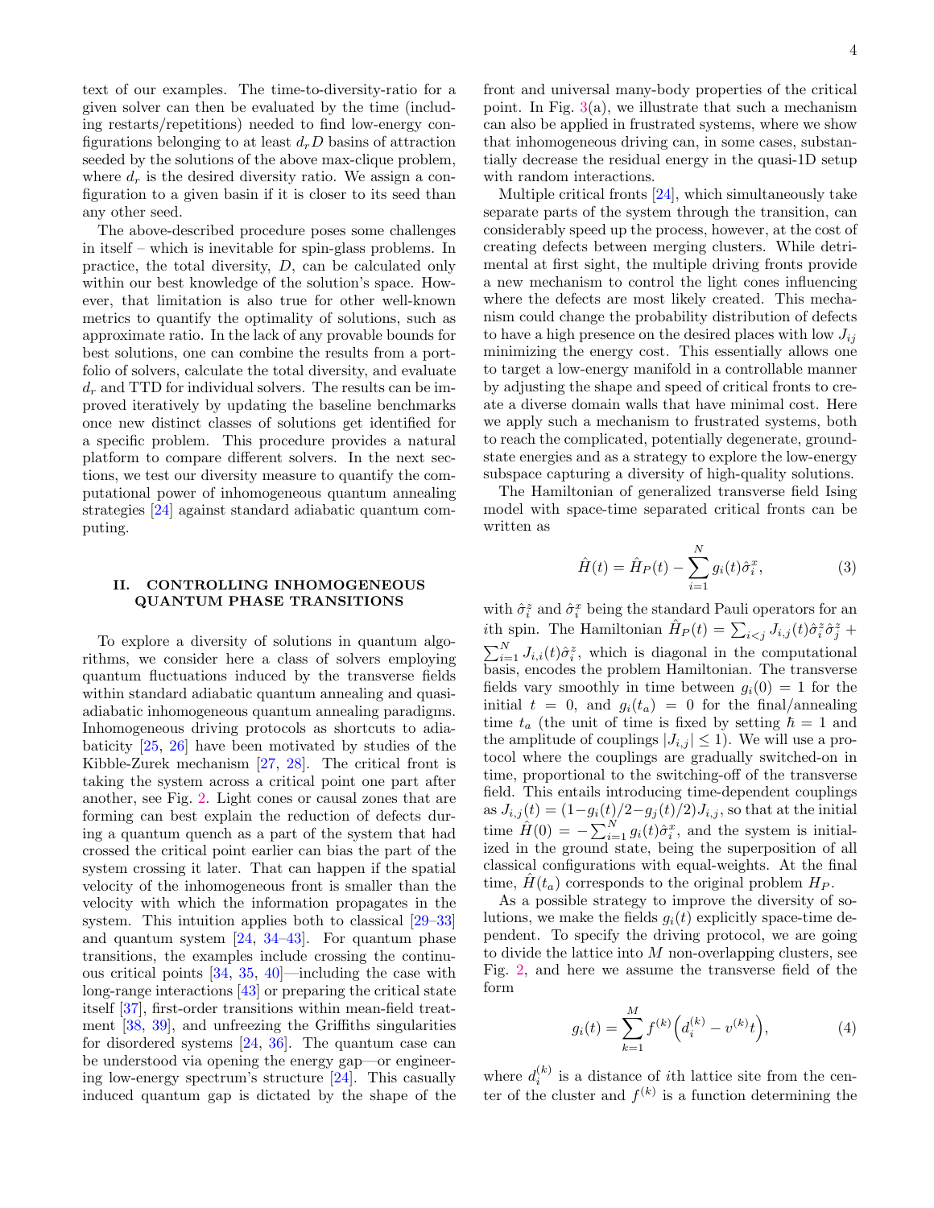text of our examples. The time-to-diversity-ratio for a given solver can then be evaluated by the time (including restarts/repetitions) needed to find low-energy configurations belonging to at least $d_r D$ basins of attraction seeded by the solutions of the above max-clique problem, where $d_r$ is the desired diversity ratio. We assign a configuration to a given basin if it is closer to its seed than any other seed.

The above-described procedure poses some challenges in itself – which is inevitable for spin-glass problems. In practice, the total diversity, $D$, can be calculated only within our best knowledge of the solution's space. However, that limitation is also true for other well-known metrics to quantify the optimality of solutions, such as approximate ratio. In the lack of any provable bounds for best solutions, one can combine the results from a portfolio of solvers, calculate the total diversity, and evaluate $d_r$ and TTD for individual solvers. The results can be improved iteratively by updating the baseline benchmarks once new distinct classes of solutions get identified for a specific problem. This procedure provides a natural platform to compare different solvers. In the next sections, we test our diversity measure to quantify the computational power of inhomogeneous quantum annealing strategies [24] against standard adiabatic quantum computing.

## II. CONTROLLING INHOMOGENEOUS QUANTUM PHASE TRANSITIONS

To explore a diversity of solutions in quantum algorithms, we consider here a class of solvers employing quantum fluctuations induced by the transverse fields within standard adiabatic quantum annealing and quasi-adiabatic inhomogeneous quantum annealing paradigms. Inhomogeneous driving protocols as shortcuts to adiabaticity [25, 26] have been motivated by studies of the Kibble-Zurek mechanism [27, 28]. The critical front is taking the system across a critical point one part after another, see Fig. 2. Light cones or causal zones that are forming can best explain the reduction of defects during a quantum quench as a part of the system that had crossed the critical point earlier can bias the part of the system crossing it later. That can happen if the spatial velocity of the inhomogeneous front is smaller than the velocity with which the information propagates in the system. This intuition applies both to classical [29–33] and quantum system [24, 34–43]. For quantum phase transitions, the examples include crossing the continuous critical points [34, 35, 40]—including the case with long-range interactions [43] or preparing the critical state itself [37], first-order transitions within mean-field treatment [38, 39], and unfreezing the Griffiths singularities for disordered systems [24, 36]. The quantum case can be understood via opening the energy gap—or engineering low-energy spectrum's structure [24]. This casually induced quantum gap is dictated by the shape of the front and universal many-body properties of the critical point. In Fig. 3(a), we illustrate that such a mechanism can also be applied in frustrated systems, where we show that inhomogeneous driving can, in some cases, substantially decrease the residual energy in the quasi-1D setup with random interactions.

Multiple critical fronts [24], which simultaneously take separate parts of the system through the transition, can considerably speed up the process, however, at the cost of creating defects between merging clusters. While detrimental at first sight, the multiple driving fronts provide a new mechanism to control the light cones influencing where the defects are most likely created. This mechanism could change the probability distribution of defects to have a high presence on the desired places with low $J_{ij}$ minimizing the energy cost. This essentially allows one to target a low-energy manifold in a controllable manner by adjusting the shape and speed of critical fronts to create a diverse domain walls that have minimal cost. Here we apply such a mechanism to frustrated systems, both to reach the complicated, potentially degenerate, ground-state energies and as a strategy to explore the low-energy subspace capturing a diversity of high-quality solutions.

The Hamiltonian of generalized transverse field Ising model with space-time separated critical fronts can be written as

$$\hat{H}(t) = \hat{H}_P(t) - \sum_{i=1}^{N} g_i(t)\hat{\sigma}_i^x, \tag{3}$$

with $\hat{\sigma}_i^z$ and $\hat{\sigma}_i^x$ being the standard Pauli operators for an $i$th spin. The Hamiltonian $\hat{H}_P(t) = \sum_{i<j} J_{i,j}(t)\hat{\sigma}_i^z\hat{\sigma}_j^z + \sum_{i=1}^{N} J_{i,i}(t)\hat{\sigma}_i^z$, which is diagonal in the computational basis, encodes the problem Hamiltonian. The transverse fields vary smoothly in time between $g_i(0) = 1$ for the initial $t = 0$, and $g_i(t_a) = 0$ for the final/annealing time $t_a$ (the unit of time is fixed by setting $\hbar = 1$ and the amplitude of couplings $|J_{i,j}| \leq 1$). We will use a protocol where the couplings are gradually switched-on in time, proportional to the switching-off of the transverse field. This entails introducing time-dependent couplings as $J_{i,j}(t) = (1 - g_i(t)/2 - g_j(t)/2)J_{i,j}$, so that at the initial time $\hat{H}(0) = -\sum_{i=1}^{N} g_i(t)\hat{\sigma}_i^x$, and the system is initialized in the ground state, being the superposition of all classical configurations with equal-weights. At the final time, $\hat{H}(t_a)$ corresponds to the original problem $H_P$.

As a possible strategy to improve the diversity of solutions, we make the fields $g_i(t)$ explicitly space-time dependent. To specify the driving protocol, we are going to divide the lattice into $M$ non-overlapping clusters, see Fig. 2, and here we assume the transverse field of the form

$$g_i(t) = \sum_{k=1}^{M} f^{(k)}\Big(d_i^{(k)} - v^{(k)}t\Big), \tag{4}$$

where $d_i^{(k)}$ is a distance of $i$th lattice site from the center of the cluster and $f^{(k)}$ is a function determining the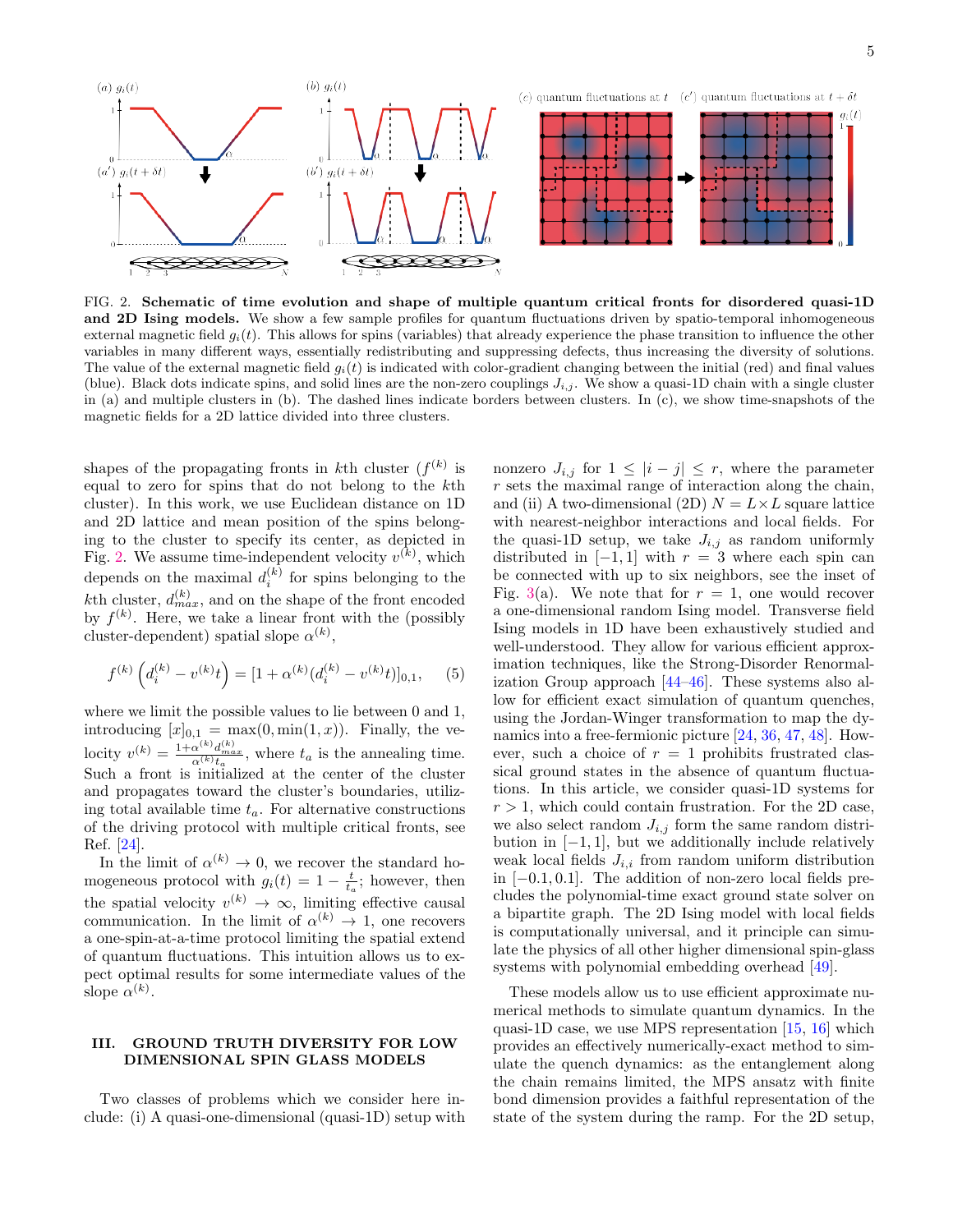FIG. 2. **Schematic of time evolution and shape of multiple quantum critical fronts for disordered quasi-1D and 2D Ising models.** We show a few sample profiles for quantum fluctuations driven by spatio-temporal inhomogeneous external magnetic field $g_i(t)$. This allows for spins (variables) that already experience the phase transition to influence the other variables in many different ways, essentially redistributing and suppressing defects, thus increasing the diversity of solutions. The value of the external magnetic field $g_i(t)$ is indicated with color-gradient changing between the initial (red) and final values (blue). Black dots indicate spins, and solid lines are the non-zero couplings $J_{i,j}$. We show a quasi-1D chain with a single cluster in (a) and multiple clusters in (b). The dashed lines indicate borders between clusters. In (c), we show time-snapshots of the magnetic fields for a 2D lattice divided into three clusters.

shapes of the propagating fronts in $k$th cluster ($f^{(k)}$ is equal to zero for spins that do not belong to the $k$th cluster). In this work, we use Euclidean distance on 1D and 2D lattice and mean position of the spins belonging to the cluster to specify its center, as depicted in Fig. 2. We assume time-independent velocity $v^{(k)}$, which depends on the maximal $d_i^{(k)}$ for spins belonging to the $k$th cluster, $d_{max}^{(k)}$, and on the shape of the front encoded by $f^{(k)}$. Here, we take a linear front with the (possibly cluster-dependent) spatial slope $\alpha^{(k)}$,

$$f^{(k)}\left(d_i^{(k)} - v^{(k)}t\right) = [1 + \alpha^{(k)}(d_i^{(k)} - v^{(k)}t)]_{0,1}, \quad (5)$$

where we limit the possible values to lie between 0 and 1, introducing $[x]_{0,1} = \max(0, \min(1, x))$. Finally, the velocity $v^{(k)} = \frac{1+\alpha^{(k)} d_{max}^{(k)}}{\alpha^{(k)} t_a}$, where $t_a$ is the annealing time. Such a front is initialized at the center of the cluster and propagates toward the cluster's boundaries, utilizing total available time $t_a$. For alternative constructions of the driving protocol with multiple critical fronts, see Ref. [24].

In the limit of $\alpha^{(k)} \to 0$, we recover the standard homogeneous protocol with $g_i(t) = 1 - \frac{t}{t_a}$; however, then the spatial velocity $v^{(k)} \to \infty$, limiting effective causal communication. In the limit of $\alpha^{(k)} \to 1$, one recovers a one-spin-at-a-time protocol limiting the spatial extend of quantum fluctuations. This intuition allows us to expect optimal results for some intermediate values of the slope $\alpha^{(k)}$.

## III. GROUND TRUTH DIVERSITY FOR LOW DIMENSIONAL SPIN GLASS MODELS

Two classes of problems which we consider here include: (i) A quasi-one-dimensional (quasi-1D) setup with nonzero $J_{i,j}$ for $1 \leq |i - j| \leq r$, where the parameter $r$ sets the maximal range of interaction along the chain, and (ii) A two-dimensional (2D) $N = L \times L$ square lattice with nearest-neighbor interactions and local fields. For the quasi-1D setup, we take $J_{i,j}$ as random uniformly distributed in $[-1, 1]$ with $r = 3$ where each spin can be connected with up to six neighbors, see the inset of Fig. 3(a). We note that for $r = 1$, one would recover a one-dimensional random Ising model. Transverse field Ising models in 1D have been exhaustively studied and well-understood. They allow for various efficient approximation techniques, like the Strong-Disorder Renormalization Group approach [44–46]. These systems also allow for efficient exact simulation of quantum quenches, using the Jordan-Winger transformation to map the dynamics into a free-fermionic picture [24, 36, 47, 48]. However, such a choice of $r = 1$ prohibits frustrated classical ground states in the absence of quantum fluctuations. In this article, we consider quasi-1D systems for $r > 1$, which could contain frustration. For the 2D case, we also select random $J_{i,j}$ form the same random distribution in $[-1, 1]$, but we additionally include relatively weak local fields $J_{i,i}$ from random uniform distribution in $[-0.1, 0.1]$. The addition of non-zero local fields precludes the polynomial-time exact ground state solver on a bipartite graph. The 2D Ising model with local fields is computationally universal, and it principle can simulate the physics of all other higher dimensional spin-glass systems with polynomial embedding overhead [49].

These models allow us to use efficient approximate numerical methods to simulate quantum dynamics. In the quasi-1D case, we use MPS representation [15, 16] which provides an effectively numerically-exact method to simulate the quench dynamics: as the entanglement along the chain remains limited, the MPS ansatz with finite bond dimension provides a faithful representation of the state of the system during the ramp. For the 2D setup,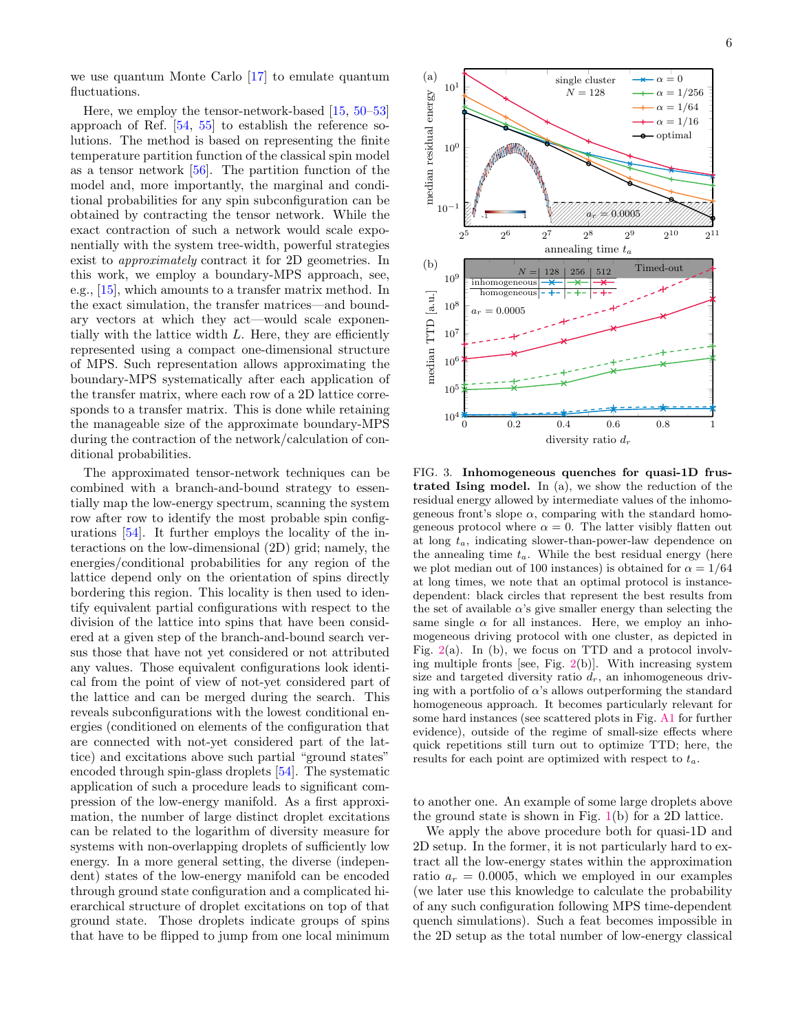we use quantum Monte Carlo [17] to emulate quantum fluctuations.

Here, we employ the tensor-network-based [15, 50–53] approach of Ref. [54, 55] to establish the reference solutions. The method is based on representing the finite temperature partition function of the classical spin model as a tensor network [56]. The partition function of the model and, more importantly, the marginal and conditional probabilities for any spin subconfiguration can be obtained by contracting the tensor network. While the exact contraction of such a network would scale exponentially with the system tree-width, powerful strategies exist to *approximately* contract it for 2D geometries. In this work, we employ a boundary-MPS approach, see, e.g., [15], which amounts to a transfer matrix method. In the exact simulation, the transfer matrices—and boundary vectors at which they act—would scale exponentially with the lattice width $L$. Here, they are efficiently represented using a compact one-dimensional structure of MPS. Such representation allows approximating the boundary-MPS systematically after each application of the transfer matrix, where each row of a 2D lattice corresponds to a transfer matrix. This is done while retaining the manageable size of the approximate boundary-MPS during the contraction of the network/calculation of conditional probabilities.

The approximated tensor-network techniques can be combined with a branch-and-bound strategy to essentially map the low-energy spectrum, scanning the system row after row to identify the most probable spin configurations [54]. It further employs the locality of the interactions on the low-dimensional (2D) grid; namely, the energies/conditional probabilities for any region of the lattice depend only on the orientation of spins directly bordering this region. This locality is then used to identify equivalent partial configurations with respect to the division of the lattice into spins that have been considered at a given step of the branch-and-bound search versus those that have not yet considered or not attributed any values. Those equivalent configurations look identical from the point of view of not-yet considered part of the lattice and can be merged during the search. This reveals subconfigurations with the lowest conditional energies (conditioned on elements of the configuration that are connected with not-yet considered part of the lattice) and excitations above such partial "ground states" encoded through spin-glass droplets [54]. The systematic application of such a procedure leads to significant compression of the low-energy manifold. As a first approximation, the number of large distinct droplet excitations can be related to the logarithm of diversity measure for systems with non-overlapping droplets of sufficiently low energy. In a more general setting, the diverse (independent) states of the low-energy manifold can be encoded through ground state configuration and a complicated hierarchical structure of droplet excitations on top of that ground state. Those droplets indicate groups of spins that have to be flipped to jump from one local minimum to another one. An example of some large droplets above the ground state is shown in Fig. 1(b) for a 2D lattice.

FIG. 3. **Inhomogeneous quenches for quasi-1D frustrated Ising model.** In (a), we show the reduction of the residual energy allowed by intermediate values of the inhomogeneous front's slope $\alpha$, comparing with the standard homogeneous protocol where $\alpha = 0$. The latter visibly flatten out at long $t_a$, indicating slower-than-power-law dependence on the annealing time $t_a$. While the best residual energy (here we plot median out of 100 instances) is obtained for $\alpha = 1/64$ at long times, we note that an optimal protocol is instance-dependent: black circles that represent the best results from the set of available $\alpha$'s give smaller energy than selecting the same single $\alpha$ for all instances. Here, we employ an inhomogeneous driving protocol with one cluster, as depicted in Fig. 2(a). In (b), we focus on TTD and a protocol involving multiple fronts [see, Fig. 2(b)]. With increasing system size and targeted diversity ratio $d_r$, an inhomogeneous driving with a portfolio of $\alpha$'s allows outperforming the standard homogeneous approach. It becomes particularly relevant for some hard instances (see scattered plots in Fig. A1 for further evidence), outside of the regime of small-size effects where quick repetitions still turn out to optimize TTD; here, the results for each point are optimized with respect to $t_a$.

We apply the above procedure both for quasi-1D and 2D setup. In the former, it is not particularly hard to extract all the low-energy states within the approximation ratio $a_r = 0.0005$, which we employed in our examples (we later use this knowledge to calculate the probability of any such configuration following MPS time-dependent quench simulations). Such a feat becomes impossible in the 2D setup as the total number of low-energy classical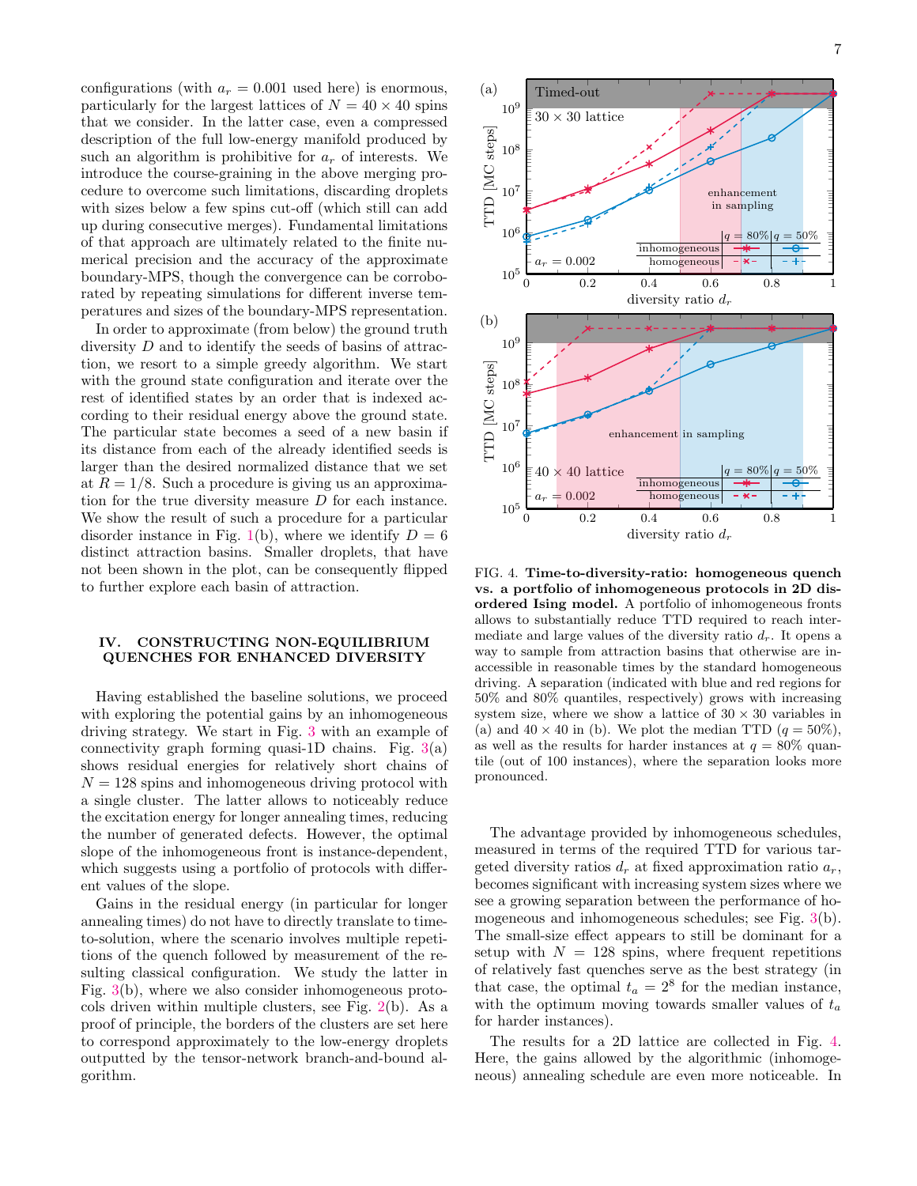configurations (with $a_r = 0.001$ used here) is enormous, particularly for the largest lattices of $N = 40 \times 40$ spins that we consider. In the latter case, even a compressed description of the full low-energy manifold produced by such an algorithm is prohibitive for $a_r$ of interests. We introduce the course-graining in the above merging procedure to overcome such limitations, discarding droplets with sizes below a few spins cut-off (which still can add up during consecutive merges). Fundamental limitations of that approach are ultimately related to the finite numerical precision and the accuracy of the approximate boundary-MPS, though the convergence can be corroborated by repeating simulations for different inverse temperatures and sizes of the boundary-MPS representation.

In order to approximate (from below) the ground truth diversity $D$ and to identify the seeds of basins of attraction, we resort to a simple greedy algorithm. We start with the ground state configuration and iterate over the rest of identified states by an order that is indexed according to their residual energy above the ground state. The particular state becomes a seed of a new basin if its distance from each of the already identified seeds is larger than the desired normalized distance that we set at $R = 1/8$. Such a procedure is giving us an approximation for the true diversity measure $D$ for each instance. We show the result of such a procedure for a particular disorder instance in Fig. 1(b), where we identify $D = 6$ distinct attraction basins. Smaller droplets, that have not been shown in the plot, can be consequently flipped to further explore each basin of attraction.

## IV. CONSTRUCTING NON-EQUILIBRIUM QUENCHES FOR ENHANCED DIVERSITY

Having established the baseline solutions, we proceed with exploring the potential gains by an inhomogeneous driving strategy. We start in Fig. 3 with an example of connectivity graph forming quasi-1D chains. Fig. 3(a) shows residual energies for relatively short chains of $N = 128$ spins and inhomogeneous driving protocol with a single cluster. The latter allows to noticeably reduce the excitation energy for longer annealing times, reducing the number of generated defects. However, the optimal slope of the inhomogeneous front is instance-dependent, which suggests using a portfolio of protocols with different values of the slope.

Gains in the residual energy (in particular for longer annealing times) do not have to directly translate to time-to-solution, where the scenario involves multiple repetitions of the quench followed by measurement of the resulting classical configuration. We study the latter in Fig. 3(b), where we also consider inhomogeneous protocols driven within multiple clusters, see Fig. 2(b). As a proof of principle, the borders of the clusters are set here to correspond approximately to the low-energy droplets outputted by the tensor-network branch-and-bound algorithm.

FIG. 4. **Time-to-diversity-ratio: homogeneous quench vs. a portfolio of inhomogeneous protocols in 2D disordered Ising model.** A portfolio of inhomogeneous fronts allows to substantially reduce TTD required to reach intermediate and large values of the diversity ratio $d_r$. It opens a way to sample from attraction basins that otherwise are inaccessible in reasonable times by the standard homogeneous driving. A separation (indicated with blue and red regions for 50% and 80% quantiles, respectively) grows with increasing system size, where we show a lattice of $30 \times 30$ variables in (a) and $40 \times 40$ in (b). We plot the median TTD ($q = 50\%$), as well as the results for harder instances at $q = 80\%$ quantile (out of 100 instances), where the separation looks more pronounced.

The advantage provided by inhomogeneous schedules, measured in terms of the required TTD for various targeted diversity ratios $d_r$ at fixed approximation ratio $a_r$, becomes significant with increasing system sizes where we see a growing separation between the performance of homogeneous and inhomogeneous schedules; see Fig. 3(b). The small-size effect appears to still be dominant for a setup with $N = 128$ spins, where frequent repetitions of relatively fast quenches serve as the best strategy (in that case, the optimal $t_a = 2^8$ for the median instance, with the optimum moving towards smaller values of $t_a$ for harder instances).

The results for a 2D lattice are collected in Fig. 4. Here, the gains allowed by the algorithmic (inhomogeneous) annealing schedule are even more noticeable. In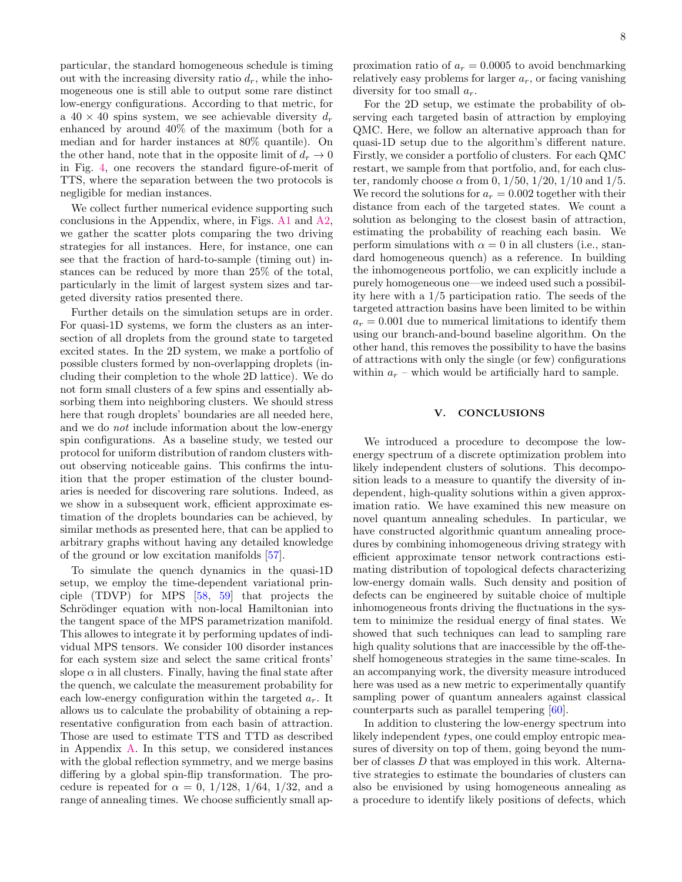particular, the standard homogeneous schedule is timing out with the increasing diversity ratio $d_r$, while the inhomogeneous one is still able to output some rare distinct low-energy configurations. According to that metric, for a $40 \times 40$ spins system, we see achievable diversity $d_r$ enhanced by around 40% of the maximum (both for a median and for harder instances at 80% quantile). On the other hand, note that in the opposite limit of $d_r \to 0$ in Fig. 4, one recovers the standard figure-of-merit of TTS, where the separation between the two protocols is negligible for median instances.

We collect further numerical evidence supporting such conclusions in the Appendix, where, in Figs. A1 and A2, we gather the scatter plots comparing the two driving strategies for all instances. Here, for instance, one can see that the fraction of hard-to-sample (timing out) instances can be reduced by more than 25% of the total, particularly in the limit of largest system sizes and targeted diversity ratios presented there.

Further details on the simulation setups are in order. For quasi-1D systems, we form the clusters as an intersection of all droplets from the ground state to targeted excited states. In the 2D system, we make a portfolio of possible clusters formed by non-overlapping droplets (including their completion to the whole 2D lattice). We do not form small clusters of a few spins and essentially absorbing them into neighboring clusters. We should stress here that rough droplets' boundaries are all needed here, and we do *not* include information about the low-energy spin configurations. As a baseline study, we tested our protocol for uniform distribution of random clusters without observing noticeable gains. This confirms the intuition that the proper estimation of the cluster boundaries is needed for discovering rare solutions. Indeed, as we show in a subsequent work, efficient approximate estimation of the droplets boundaries can be achieved, by similar methods as presented here, that can be applied to arbitrary graphs without having any detailed knowledge of the ground or low excitation manifolds [57].

To simulate the quench dynamics in the quasi-1D setup, we employ the time-dependent variational principle (TDVP) for MPS [58, 59] that projects the Schrödinger equation with non-local Hamiltonian into the tangent space of the MPS parametrization manifold. This allowes to integrate it by performing updates of individual MPS tensors. We consider 100 disorder instances for each system size and select the same critical fronts' slope $\alpha$ in all clusters. Finally, having the final state after the quench, we calculate the measurement probability for each low-energy configuration within the targeted $a_r$. It allows us to calculate the probability of obtaining a representative configuration from each basin of attraction. Those are used to estimate TTS and TTD as described in Appendix A. In this setup, we considered instances with the global reflection symmetry, and we merge basins differing by a global spin-flip transformation. The procedure is repeated for $\alpha = 0$, $1/128$, $1/64$, $1/32$, and a range of annealing times. We choose sufficiently small approximation ratio of $a_r = 0.0005$ to avoid benchmarking relatively easy problems for larger $a_r$, or facing vanishing diversity for too small $a_r$.

For the 2D setup, we estimate the probability of observing each targeted basin of attraction by employing QMC. Here, we follow an alternative approach than for quasi-1D setup due to the algorithm's different nature. Firstly, we consider a portfolio of clusters. For each QMC restart, we sample from that portfolio, and, for each cluster, randomly choose $\alpha$ from $0$, $1/50$, $1/20$, $1/10$ and $1/5$. We record the solutions for $a_r = 0.002$ together with their distance from each of the targeted states. We count a solution as belonging to the closest basin of attraction, estimating the probability of reaching each basin. We perform simulations with $\alpha = 0$ in all clusters (i.e., standard homogeneous quench) as a reference. In building the inhomogeneous portfolio, we can explicitly include a purely homogeneous one—we indeed used such a possibility here with a $1/5$ participation ratio. The seeds of the targeted attraction basins have been limited to be within $a_r = 0.001$ due to numerical limitations to identify them using our branch-and-bound baseline algorithm. On the other hand, this removes the possibility to have the basins of attractions with only the single (or few) configurations within $a_r$ – which would be artificially hard to sample.

## V. CONCLUSIONS

We introduced a procedure to decompose the low-energy spectrum of a discrete optimization problem into likely independent clusters of solutions. This decomposition leads to a measure to quantify the diversity of independent, high-quality solutions within a given approximation ratio. We have examined this new measure on novel quantum annealing schedules. In particular, we have constructed algorithmic quantum annealing procedures by combining inhomogeneous driving strategy with efficient approximate tensor network contractions estimating distribution of topological defects characterizing low-energy domain walls. Such density and position of defects can be engineered by suitable choice of multiple inhomogeneous fronts driving the fluctuations in the system to minimize the residual energy of final states. We showed that such techniques can lead to sampling rare high quality solutions that are inaccessible by the off-the-shelf homogeneous strategies in the same time-scales. In an accompanying work, the diversity measure introduced here was used as a new metric to experimentally quantify sampling power of quantum annealers against classical counterparts such as parallel tempering [60].

In addition to clustering the low-energy spectrum into likely independent *types*, one could employ entropic measures of diversity on top of them, going beyond the number of classes $D$ that was employed in this work. Alternative strategies to estimate the boundaries of clusters can also be envisioned by using homogeneous annealing as a procedure to identify likely positions of defects, which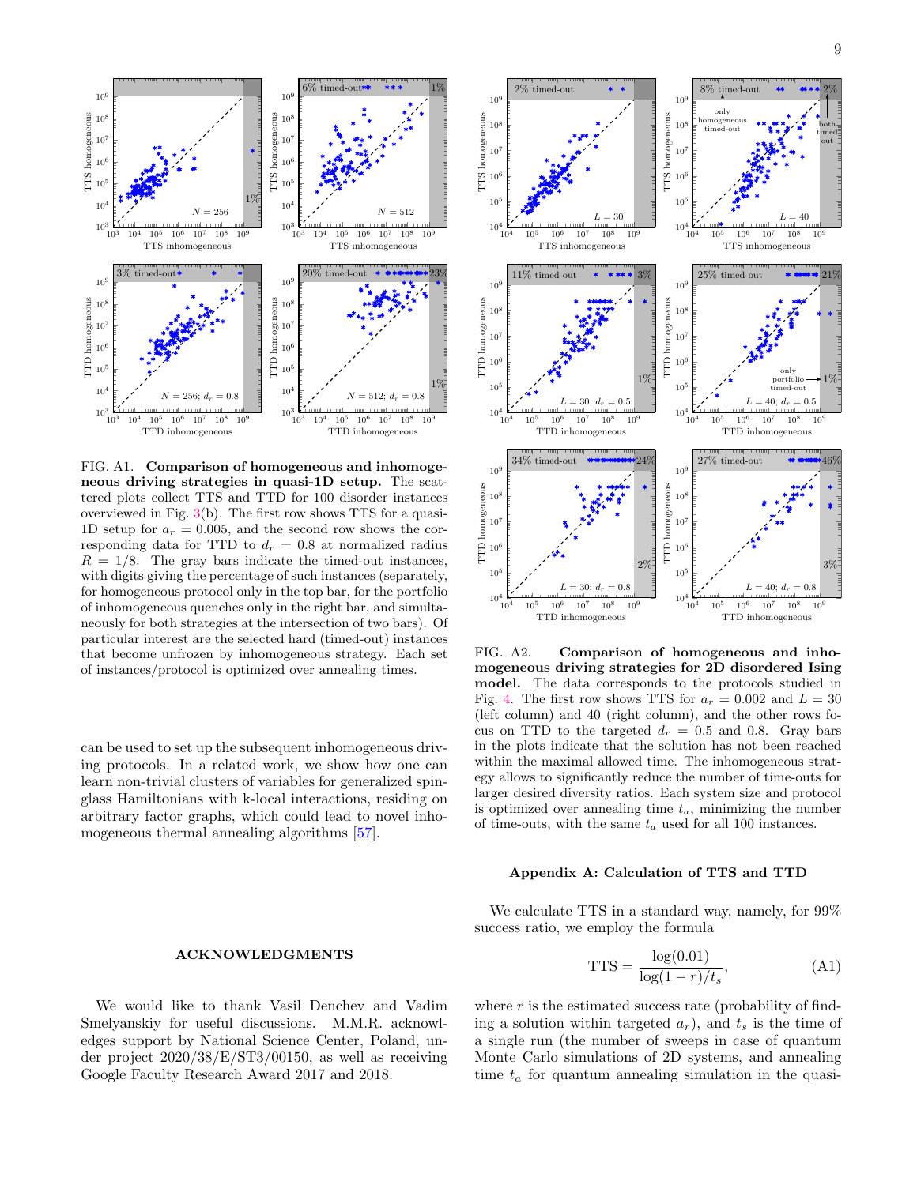FIG. A1. **Comparison of homogeneous and inhomogeneous driving strategies in quasi-1D setup.** The scattered plots collect TTS and TTD for 100 disorder instances overviewed in Fig. 3(b). The first row shows TTS for a quasi-1D setup for $a_r = 0.005$, and the second row shows the corresponding data for TTD to $d_r = 0.8$ at normalized radius $R = 1/8$. The gray bars indicate the timed-out instances, with digits giving the percentage of such instances (separately, for homogeneous protocol only in the top bar, for the portfolio of inhomogeneous quenches only in the right bar, and simultaneously for both strategies at the intersection of two bars). Of particular interest are the selected hard (timed-out) instances that become unfrozen by inhomogeneous strategy. Each set of instances/protocol is optimized over annealing times.

can be used to set up the subsequent inhomogeneous driving protocols. In a related work, we show how one can learn non-trivial clusters of variables for generalized spin-glass Hamiltonians with k-local interactions, residing on arbitrary factor graphs, which could lead to novel inhomogeneous thermal annealing algorithms [57].

## ACKNOWLEDGMENTS

We would like to thank Vasil Denchev and Vadim Smelyanskiy for useful discussions. M.M.R. acknowledges support by National Science Center, Poland, under project 2020/38/E/ST3/00150, as well as receiving Google Faculty Research Award 2017 and 2018.

FIG. A2. **Comparison of homogeneous and inhomogeneous driving strategies for 2D disordered Ising model.** The data corresponds to the protocols studied in Fig. 4. The first row shows TTS for $a_r = 0.002$ and $L = 30$ (left column) and 40 (right column), and the other rows focus on TTD to the targeted $d_r = 0.5$ and 0.8. Gray bars in the plots indicate that the solution has not been reached within the maximal allowed time. The inhomogeneous strategy allows to significantly reduce the number of time-outs for larger desired diversity ratios. Each system size and protocol is optimized over annealing time $t_a$, minimizing the number of time-outs, with the same $t_a$ used for all 100 instances.

### Appendix A: Calculation of TTS and TTD

We calculate TTS in a standard way, namely, for 99% success ratio, we employ the formula

$$\mathrm{TTS} = \frac{\log(0.01)}{\log(1-r)/t_s}, \tag{A1}$$

where $r$ is the estimated success rate (probability of finding a solution within targeted $a_r$), and $t_s$ is the time of a single run (the number of sweeps in case of quantum Monte Carlo simulations of 2D systems, and annealing time $t_a$ for quantum annealing simulation in the quasi-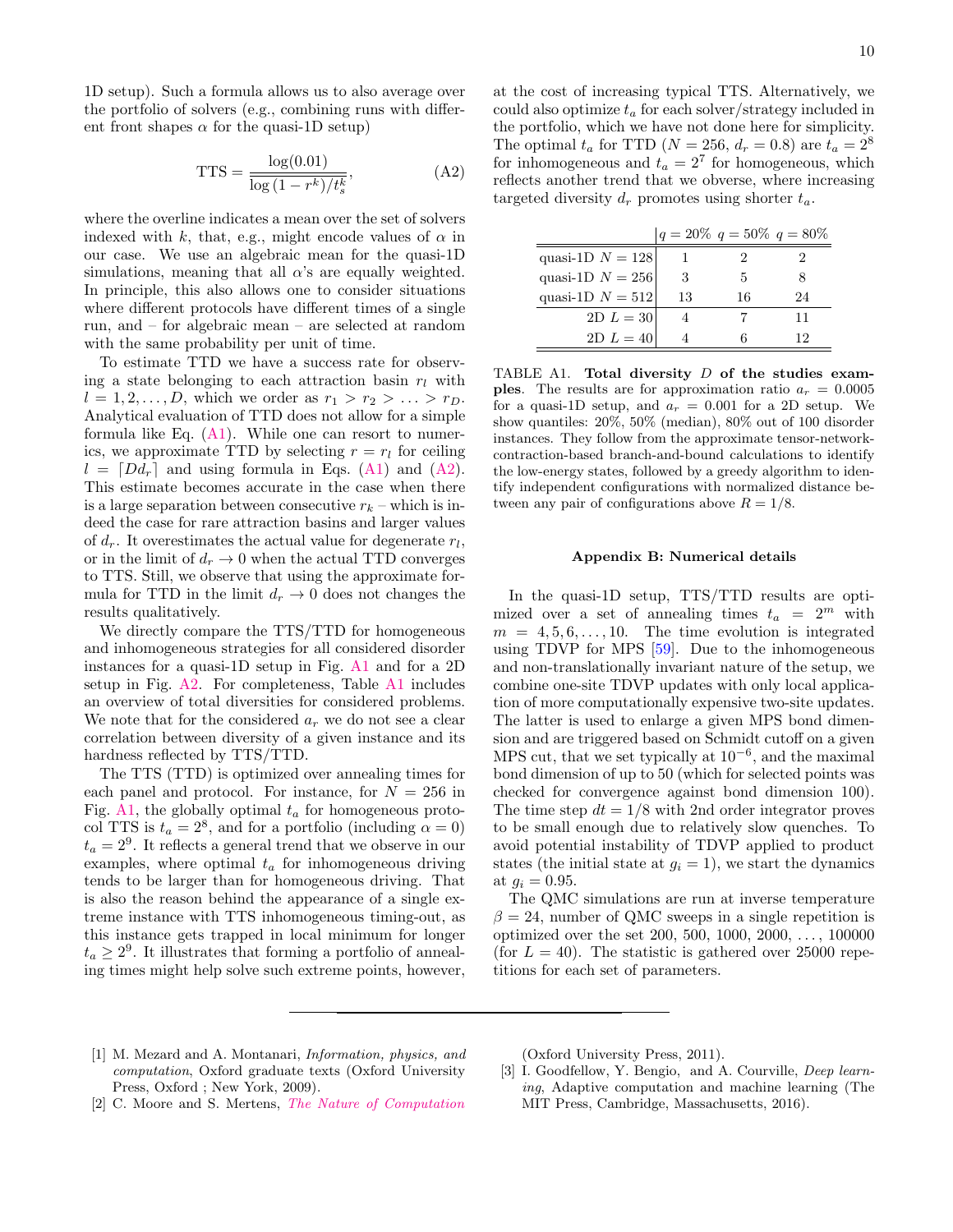1D setup). Such a formula allows us to also average over the portfolio of solvers (e.g., combining runs with different front shapes $\alpha$ for the quasi-1D setup)

$$\mathrm{TTS} = \frac{\log(0.01)}{\overline{\log\left(1 - r^k\right)/t_s^k}}, \tag{A2}$$

where the overline indicates a mean over the set of solvers indexed with $k$, that, e.g., might encode values of $\alpha$ in our case. We use an algebraic mean for the quasi-1D simulations, meaning that all $\alpha$'s are equally weighted. In principle, this also allows one to consider situations where different protocols have different times of a single run, and – for algebraic mean – are selected at random with the same probability per unit of time.

To estimate TTD we have a success rate for observing a state belonging to each attraction basin $r_l$ with $l = 1, 2, \ldots, D$, which we order as $r_1 > r_2 > \ldots > r_D$. Analytical evaluation of TTD does not allow for a simple formula like Eq. (A1). While one can resort to numerics, we approximate TTD by selecting $r = r_l$ for ceiling $l = \lceil D d_r \rceil$ and using formula in Eqs. (A1) and (A2). This estimate becomes accurate in the case when there is a large separation between consecutive $r_k$ – which is indeed the case for rare attraction basins and larger values of $d_r$. It overestimates the actual value for degenerate $r_l$, or in the limit of $d_r \to 0$ when the actual TTD converges to TTS. Still, we observe that using the approximate formula for TTD in the limit $d_r \to 0$ does not changes the results qualitatively.

We directly compare the TTS/TTD for homogeneous and inhomogeneous strategies for all considered disorder instances for a quasi-1D setup in Fig. A1 and for a 2D setup in Fig. A2. For completeness, Table A1 includes an overview of total diversities for considered problems. We note that for the considered $a_r$ we do not see a clear correlation between diversity of a given instance and its hardness reflected by TTS/TTD.

The TTS (TTD) is optimized over annealing times for each panel and protocol. For instance, for $N = 256$ in Fig. A1, the globally optimal $t_a$ for homogeneous protocol TTS is $t_a = 2^8$, and for a portfolio (including $\alpha = 0$) $t_a = 2^9$. It reflects a general trend that we observe in our examples, where optimal $t_a$ for inhomogeneous driving tends to be larger than for homogeneous driving. That is also the reason behind the appearance of a single extreme instance with TTS inhomogeneous timing-out, as this instance gets trapped in local minimum for longer $t_a \geq 2^9$. It illustrates that forming a portfolio of annealing times might help solve such extreme points, however, at the cost of increasing typical TTS. Alternatively, we could also optimize $t_a$ for each solver/strategy included in the portfolio, which we have not done here for simplicity. The optimal $t_a$ for TTD ($N = 256$, $d_r = 0.8$) are $t_a = 2^8$ for inhomogeneous and $t_a = 2^7$ for homogeneous, which reflects another trend that we obverse, where increasing targeted diversity $d_r$ promotes using shorter $t_a$.

| | $q = 20\%$ | $q = 50\%$ | $q = 80\%$ |
|---|---|---|---|
| quasi-1D $N = 128$ | 1 | 2 | 2 |
| quasi-1D $N = 256$ | 3 | 5 | 8 |
| quasi-1D $N = 512$ | 13 | 16 | 24 |
| 2D $L = 30$ | 4 | 7 | 11 |
| 2D $L = 40$ | 4 | 6 | 12 |

TABLE A1. **Total diversity $D$ of the studies examples**. The results are for approximation ratio $a_r = 0.0005$ for a quasi-1D setup, and $a_r = 0.001$ for a 2D setup. We show quantiles: 20%, 50% (median), 80% out of 100 disorder instances. They follow from the approximate tensor-network-contraction-based branch-and-bound calculations to identify the low-energy states, followed by a greedy algorithm to identify independent configurations with normalized distance between any pair of configurations above $R = 1/8$.

## Appendix B: Numerical details

In the quasi-1D setup, TTS/TTD results are optimized over a set of annealing times $t_a = 2^m$ with $m = 4, 5, 6, \ldots, 10$. The time evolution is integrated using TDVP for MPS [59]. Due to the inhomogeneous and non-translationally invariant nature of the setup, we combine one-site TDVP updates with only local application of more computationally expensive two-site updates. The latter is used to enlarge a given MPS bond dimension and are triggered based on Schmidt cutoff on a given MPS cut, that we set typically at $10^{-6}$, and the maximal bond dimension of up to 50 (which for selected points was checked for convergence against bond dimension 100). The time step $dt = 1/8$ with 2nd order integrator proves to be small enough due to relatively slow quenches. To avoid potential instability of TDVP applied to product states (the initial state at $g_i = 1$), we start the dynamics at $g_i = 0.95$.

The QMC simulations are run at inverse temperature $\beta = 24$, number of QMC sweeps in a single repetition is optimized over the set 200, 500, 1000, 2000, …, 100000 (for $L = 40$). The statistic is gathered over 25000 repetitions for each set of parameters.

---

[1] M. Mezard and A. Montanari, *Information, physics, and computation*, Oxford graduate texts (Oxford University Press, Oxford ; New York, 2009).

[2] C. Moore and S. Mertens, *The Nature of Computation* (Oxford University Press, 2011).

[3] I. Goodfellow, Y. Bengio, and A. Courville, *Deep learning*, Adaptive computation and machine learning (The MIT Press, Cambridge, Massachusetts, 2016).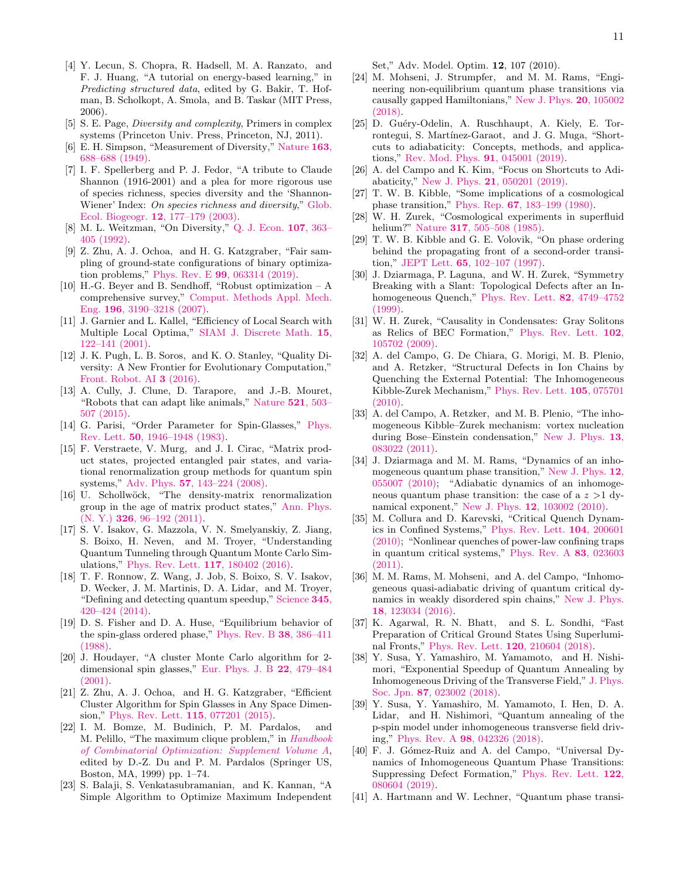[4] Y. Lecun, S. Chopra, R. Hadsell, M. A. Ranzato, and F. J. Huang, "A tutorial on energy-based learning," in *Predicting structured data*, edited by G. Bakir, T. Hofman, B. Scholkopt, A. Smola, and B. Taskar (MIT Press, 2006).

[5] S. E. Page, *Diversity and complexity*, Primers in complex systems (Princeton Univ. Press, Princeton, NJ, 2011).

[6] E. H. Simpson, "Measurement of Diversity," Nature **163**, 688–688 (1949).

[7] I. F. Spellerberg and P. J. Fedor, "A tribute to Claude Shannon (1916-2001) and a plea for more rigorous use of species richness, species diversity and the 'Shannon-Wiener' Index: *On species richness and diversity*," Glob. Ecol. Biogeogr. **12**, 177–179 (2003).

[8] M. L. Weitzman, "On Diversity," Q. J. Econ. **107**, 363–405 (1992).

[9] Z. Zhu, A. J. Ochoa, and H. G. Katzgraber, "Fair sampling of ground-state configurations of binary optimization problems," Phys. Rev. E **99**, 063314 (2019).

[10] H.-G. Beyer and B. Sendhoff, "Robust optimization – A comprehensive survey," Comput. Methods Appl. Mech. Eng. **196**, 3190–3218 (2007).

[11] J. Garnier and L. Kallel, "Efficiency of Local Search with Multiple Local Optima," SIAM J. Discrete Math. **15**, 122–141 (2001).

[12] J. K. Pugh, L. B. Soros, and K. O. Stanley, "Quality Diversity: A New Frontier for Evolutionary Computation," Front. Robot. AI **3** (2016).

[13] A. Cully, J. Clune, D. Tarapore, and J.-B. Mouret, "Robots that can adapt like animals," Nature **521**, 503–507 (2015).

[14] G. Parisi, "Order Parameter for Spin-Glasses," Phys. Rev. Lett. **50**, 1946–1948 (1983).

[15] F. Verstraete, V. Murg, and J. I. Cirac, "Matrix product states, projected entangled pair states, and variational renormalization group methods for quantum spin systems," Adv. Phys. **57**, 143–224 (2008).

[16] U. Schollwöck, "The density-matrix renormalization group in the age of matrix product states," Ann. Phys. (N. Y.) **326**, 96–192 (2011).

[17] S. V. Isakov, G. Mazzola, V. N. Smelyanskiy, Z. Jiang, S. Boixo, H. Neven, and M. Troyer, "Understanding Quantum Tunneling through Quantum Monte Carlo Simulations," Phys. Rev. Lett. **117**, 180402 (2016).

[18] T. F. Ronnow, Z. Wang, J. Job, S. Boixo, S. V. Isakov, D. Wecker, J. M. Martinis, D. A. Lidar, and M. Troyer, "Defining and detecting quantum speedup," Science **345**, 420–424 (2014).

[19] D. S. Fisher and D. A. Huse, "Equilibrium behavior of the spin-glass ordered phase," Phys. Rev. B **38**, 386–411 (1988).

[20] J. Houdayer, "A cluster Monte Carlo algorithm for 2-dimensional spin glasses," Eur. Phys. J. B **22**, 479–484 (2001).

[21] Z. Zhu, A. J. Ochoa, and H. G. Katzgraber, "Efficient Cluster Algorithm for Spin Glasses in Any Space Dimension," Phys. Rev. Lett. **115**, 077201 (2015).

[22] I. M. Bomze, M. Budinich, P. M. Pardalos, and M. Pelillo, "The maximum clique problem," in *Handbook of Combinatorial Optimization: Supplement Volume A*, edited by D.-Z. Du and P. M. Pardalos (Springer US, Boston, MA, 1999) pp. 1–74.

[23] S. Balaji, S. Venkatasubramanian, and K. Kannan, "A Simple Algorithm to Optimize Maximum Independent Set," Adv. Model. Optim. **12**, 107 (2010).

[24] M. Mohseni, J. Strumpfer, and M. M. Rams, "Engineering non-equilibrium quantum phase transitions via causally gapped Hamiltonians," New J. Phys. **20**, 105002 (2018).

[25] D. Guéry-Odelin, A. Ruschhaupt, A. Kiely, E. Torrontegui, S. Martínez-Garaot, and J. G. Muga, "Shortcuts to adiabaticity: Concepts, methods, and applications," Rev. Mod. Phys. **91**, 045001 (2019).

[26] A. del Campo and K. Kim, "Focus on Shortcuts to Adiabaticity," New J. Phys. **21**, 050201 (2019).

[27] T. W. B. Kibble, "Some implications of a cosmological phase transition," Phys. Rep. **67**, 183–199 (1980).

[28] W. H. Zurek, "Cosmological experiments in superfluid helium?" Nature **317**, 505–508 (1985).

[29] T. W. B. Kibble and G. E. Volovik, "On phase ordering behind the propagating front of a second-order transition," JEPT Lett. **65**, 102–107 (1997).

[30] J. Dziarmaga, P. Laguna, and W. H. Zurek, "Symmetry Breaking with a Slant: Topological Defects after an Inhomogeneous Quench," Phys. Rev. Lett. **82**, 4749–4752 (1999).

[31] W. H. Zurek, "Causality in Condensates: Gray Solitons as Relics of BEC Formation," Phys. Rev. Lett. **102**, 105702 (2009).

[32] A. del Campo, G. De Chiara, G. Morigi, M. B. Plenio, and A. Retzker, "Structural Defects in Ion Chains by Quenching the External Potential: The Inhomogeneous Kibble-Zurek Mechanism," Phys. Rev. Lett. **105**, 075701 (2010).

[33] A. del Campo, A. Retzker, and M. B. Plenio, "The inhomogeneous Kibble–Zurek mechanism: vortex nucleation during Bose–Einstein condensation," New J. Phys. **13**, 083022 (2011).

[34] J. Dziarmaga and M. M. Rams, "Dynamics of an inhomogeneous quantum phase transition," New J. Phys. **12**, 055007 (2010); "Adiabatic dynamics of an inhomogeneous quantum phase transition: the case of a $z > 1$ dynamical exponent," New J. Phys. **12**, 103002 (2010).

[35] M. Collura and D. Karevski, "Critical Quench Dynamics in Confined Systems," Phys. Rev. Lett. **104**, 200601 (2010); "Nonlinear quenches of power-law confining traps in quantum critical systems," Phys. Rev. A **83**, 023603 (2011).

[36] M. M. Rams, M. Mohseni, and A. del Campo, "Inhomogeneous quasi-adiabatic driving of quantum critical dynamics in weakly disordered spin chains," New J. Phys. **18**, 123034 (2016).

[37] K. Agarwal, R. N. Bhatt, and S. L. Sondhi, "Fast Preparation of Critical Ground States Using Superluminal Fronts," Phys. Rev. Lett. **120**, 210604 (2018).

[38] Y. Susa, Y. Yamashiro, M. Yamamoto, and H. Nishimori, "Exponential Speedup of Quantum Annealing by Inhomogeneous Driving of the Transverse Field," J. Phys. Soc. Jpn. **87**, 023002 (2018).

[39] Y. Susa, Y. Yamashiro, M. Yamamoto, I. Hen, D. A. Lidar, and H. Nishimori, "Quantum annealing of the p-spin model under inhomogeneous transverse field driving," Phys. Rev. A **98**, 042326 (2018).

[40] F. J. Gómez-Ruiz and A. del Campo, "Universal Dynamics of Inhomogeneous Quantum Phase Transitions: Suppressing Defect Formation," Phys. Rev. Lett. **122**, 080604 (2019).

[41] A. Hartmann and W. Lechner, "Quantum phase transi-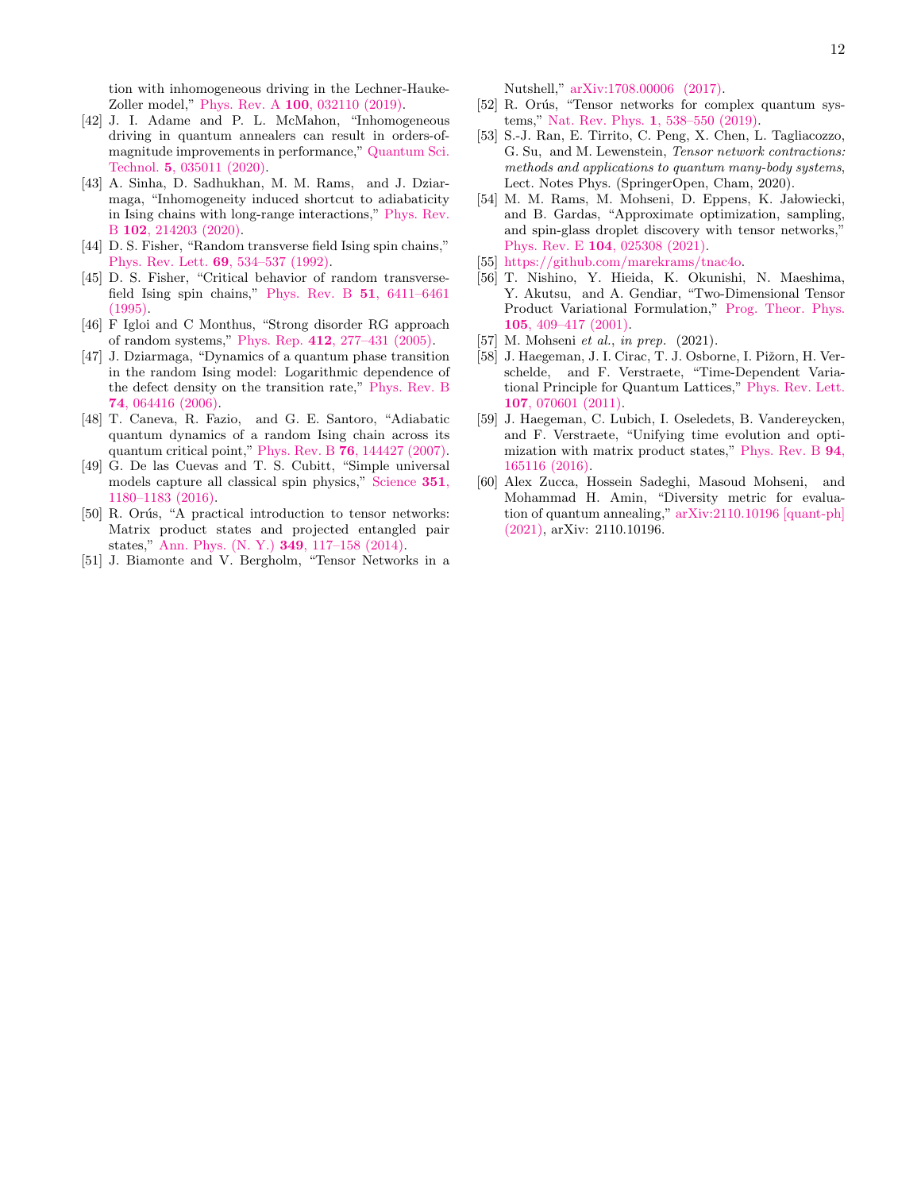tion with inhomogeneous driving in the Lechner-Hauke-Zoller model," Phys. Rev. A **100**, 032110 (2019).

[42] J. I. Adame and P. L. McMahon, "Inhomogeneous driving in quantum annealers can result in orders-of-magnitude improvements in performance," Quantum Sci. Technol. **5**, 035011 (2020).

[43] A. Sinha, D. Sadhukhan, M. M. Rams, and J. Dziarmaga, "Inhomogeneity induced shortcut to adiabaticity in Ising chains with long-range interactions," Phys. Rev. B **102**, 214203 (2020).

[44] D. S. Fisher, "Random transverse field Ising spin chains," Phys. Rev. Lett. **69**, 534–537 (1992).

[45] D. S. Fisher, "Critical behavior of random transverse-field Ising spin chains," Phys. Rev. B **51**, 6411–6461 (1995).

[46] F Igloi and C Monthus, "Strong disorder RG approach of random systems," Phys. Rep. **412**, 277–431 (2005).

[47] J. Dziarmaga, "Dynamics of a quantum phase transition in the random Ising model: Logarithmic dependence of the defect density on the transition rate," Phys. Rev. B **74**, 064416 (2006).

[48] T. Caneva, R. Fazio, and G. E. Santoro, "Adiabatic quantum dynamics of a random Ising chain across its quantum critical point," Phys. Rev. B **76**, 144427 (2007).

[49] G. De las Cuevas and T. S. Cubitt, "Simple universal models capture all classical spin physics," Science **351**, 1180–1183 (2016).

[50] R. Orús, "A practical introduction to tensor networks: Matrix product states and projected entangled pair states," Ann. Phys. (N. Y.) **349**, 117–158 (2014).

[51] J. Biamonte and V. Bergholm, "Tensor Networks in a Nutshell," arXiv:1708.00006 (2017).

[52] R. Orús, "Tensor networks for complex quantum systems," Nat. Rev. Phys. **1**, 538–550 (2019).

[53] S.-J. Ran, E. Tirrito, C. Peng, X. Chen, L. Tagliacozzo, G. Su, and M. Lewenstein, *Tensor network contractions: methods and applications to quantum many-body systems*, Lect. Notes Phys. (SpringerOpen, Cham, 2020).

[54] M. M. Rams, M. Mohseni, D. Eppens, K. Jałowiecki, and B. Gardas, "Approximate optimization, sampling, and spin-glass droplet discovery with tensor networks," Phys. Rev. E **104**, 025308 (2021).

[55] https://github.com/marekrams/tnac4o.

[56] T. Nishino, Y. Hieida, K. Okunishi, N. Maeshima, Y. Akutsu, and A. Gendiar, "Two-Dimensional Tensor Product Variational Formulation," Prog. Theor. Phys. **105**, 409–417 (2001).

[57] M. Mohseni *et al.*, *in prep.* (2021).

[58] J. Haegeman, J. I. Cirac, T. J. Osborne, I. Pižorn, H. Verschelde, and F. Verstraete, "Time-Dependent Variational Principle for Quantum Lattices," Phys. Rev. Lett. **107**, 070601 (2011).

[59] J. Haegeman, C. Lubich, I. Oseledets, B. Vandereycken, and F. Verstraete, "Unifying time evolution and optimization with matrix product states," Phys. Rev. B **94**, 165116 (2016).

[60] Alex Zucca, Hossein Sadeghi, Masoud Mohseni, and Mohammad H. Amin, "Diversity metric for evaluation of quantum annealing," arXiv:2110.10196 [quant-ph] (2021), arXiv: 2110.10196.